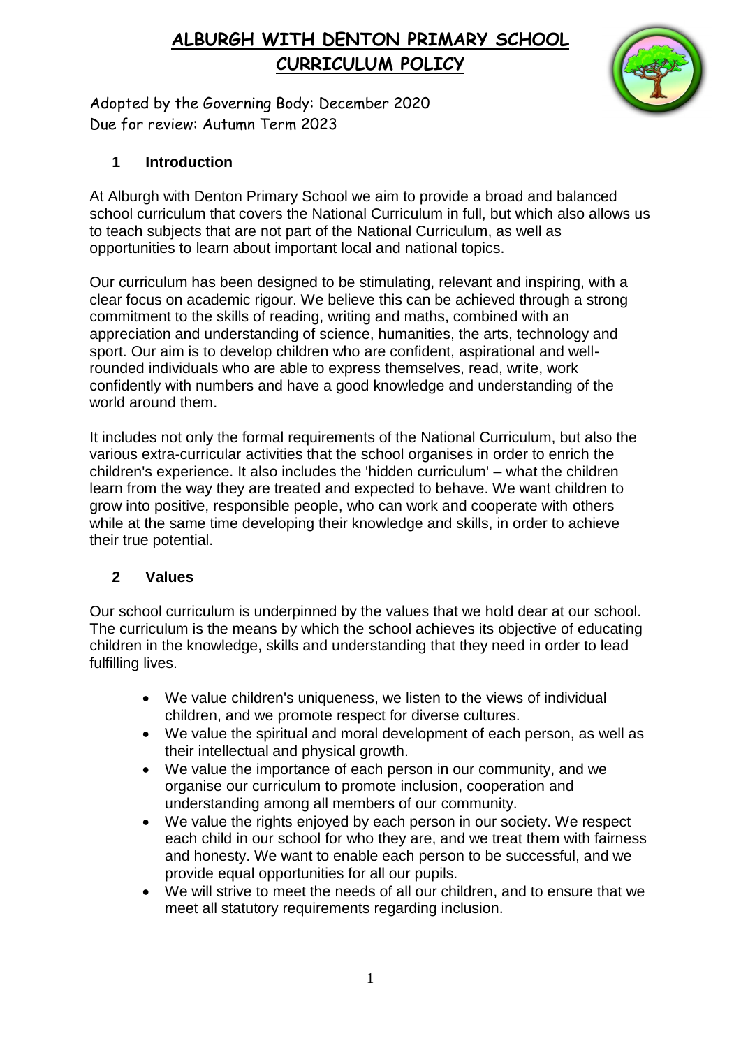# ALBURGH WITH DENTON PRIMARY SCHOOL
# CURRICULUM POLICY

Adopted by the Governing Body: December 2020
Due for review: Autumn Term 2023

## 1 Introduction

At Alburgh with Denton Primary School we aim to provide a broad and balanced school curriculum that covers the National Curriculum in full, but which also allows us to teach subjects that are not part of the National Curriculum, as well as opportunities to learn about important local and national topics.

Our curriculum has been designed to be stimulating, relevant and inspiring, with a clear focus on academic rigour. We believe this can be achieved through a strong commitment to the skills of reading, writing and maths, combined with an appreciation and understanding of science, humanities, the arts, technology and sport. Our aim is to develop children who are confident, aspirational and well-rounded individuals who are able to express themselves, read, write, work confidently with numbers and have a good knowledge and understanding of the world around them.

It includes not only the formal requirements of the National Curriculum, but also the various extra-curricular activities that the school organises in order to enrich the children's experience. It also includes the 'hidden curriculum' – what the children learn from the way they are treated and expected to behave. We want children to grow into positive, responsible people, who can work and cooperate with others while at the same time developing their knowledge and skills, in order to achieve their true potential.

## 2 Values

Our school curriculum is underpinned by the values that we hold dear at our school. The curriculum is the means by which the school achieves its objective of educating children in the knowledge, skills and understanding that they need in order to lead fulfilling lives.

- We value children's uniqueness, we listen to the views of individual children, and we promote respect for diverse cultures.
- We value the spiritual and moral development of each person, as well as their intellectual and physical growth.
- We value the importance of each person in our community, and we organise our curriculum to promote inclusion, cooperation and understanding among all members of our community.
- We value the rights enjoyed by each person in our society. We respect each child in our school for who they are, and we treat them with fairness and honesty. We want to enable each person to be successful, and we provide equal opportunities for all our pupils.
- We will strive to meet the needs of all our children, and to ensure that we meet all statutory requirements regarding inclusion.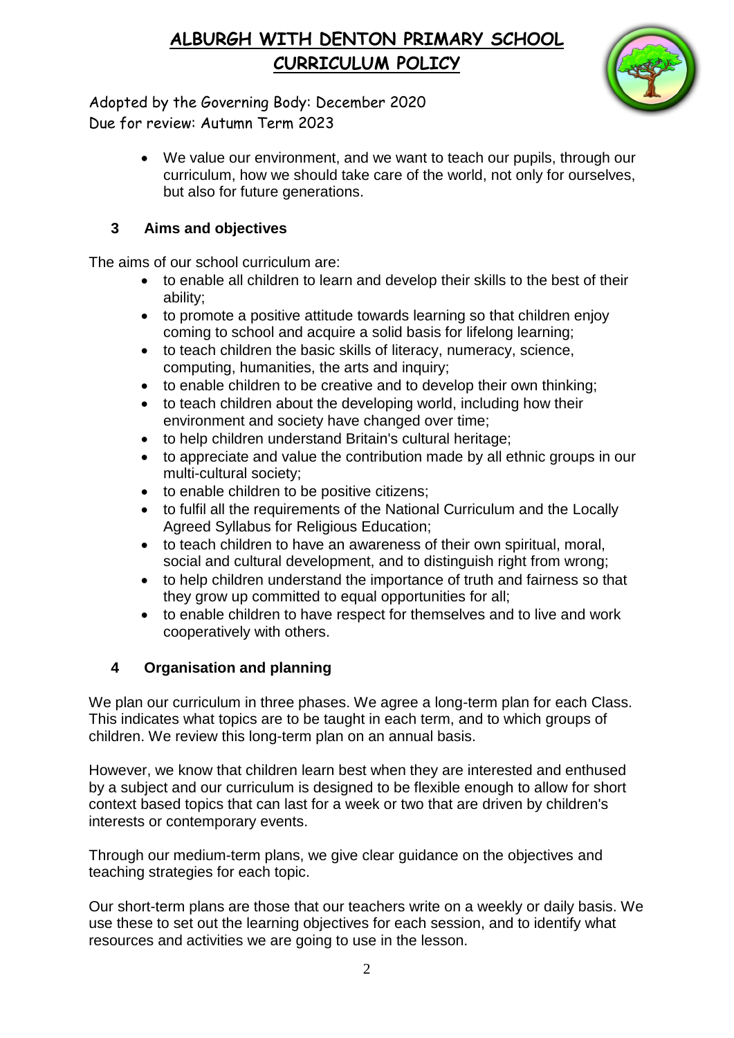- We value our environment, and we want to teach our pupils, through our curriculum, how we should take care of the world, not only for ourselves, but also for future generations.

## 3 Aims and objectives

The aims of our school curriculum are:

- to enable all children to learn and develop their skills to the best of their ability;
- to promote a positive attitude towards learning so that children enjoy coming to school and acquire a solid basis for lifelong learning;
- to teach children the basic skills of literacy, numeracy, science, computing, humanities, the arts and inquiry;
- to enable children to be creative and to develop their own thinking;
- to teach children about the developing world, including how their environment and society have changed over time;
- to help children understand Britain's cultural heritage;
- to appreciate and value the contribution made by all ethnic groups in our multi-cultural society;
- to enable children to be positive citizens;
- to fulfil all the requirements of the National Curriculum and the Locally Agreed Syllabus for Religious Education;
- to teach children to have an awareness of their own spiritual, moral, social and cultural development, and to distinguish right from wrong;
- to help children understand the importance of truth and fairness so that they grow up committed to equal opportunities for all;
- to enable children to have respect for themselves and to live and work cooperatively with others.

## 4 Organisation and planning

We plan our curriculum in three phases. We agree a long-term plan for each Class. This indicates what topics are to be taught in each term, and to which groups of children. We review this long-term plan on an annual basis.

However, we know that children learn best when they are interested and enthused by a subject and our curriculum is designed to be flexible enough to allow for short context based topics that can last for a week or two that are driven by children's interests or contemporary events.

Through our medium-term plans, we give clear guidance on the objectives and teaching strategies for each topic.

Our short-term plans are those that our teachers write on a weekly or daily basis. We use these to set out the learning objectives for each session, and to identify what resources and activities we are going to use in the lesson.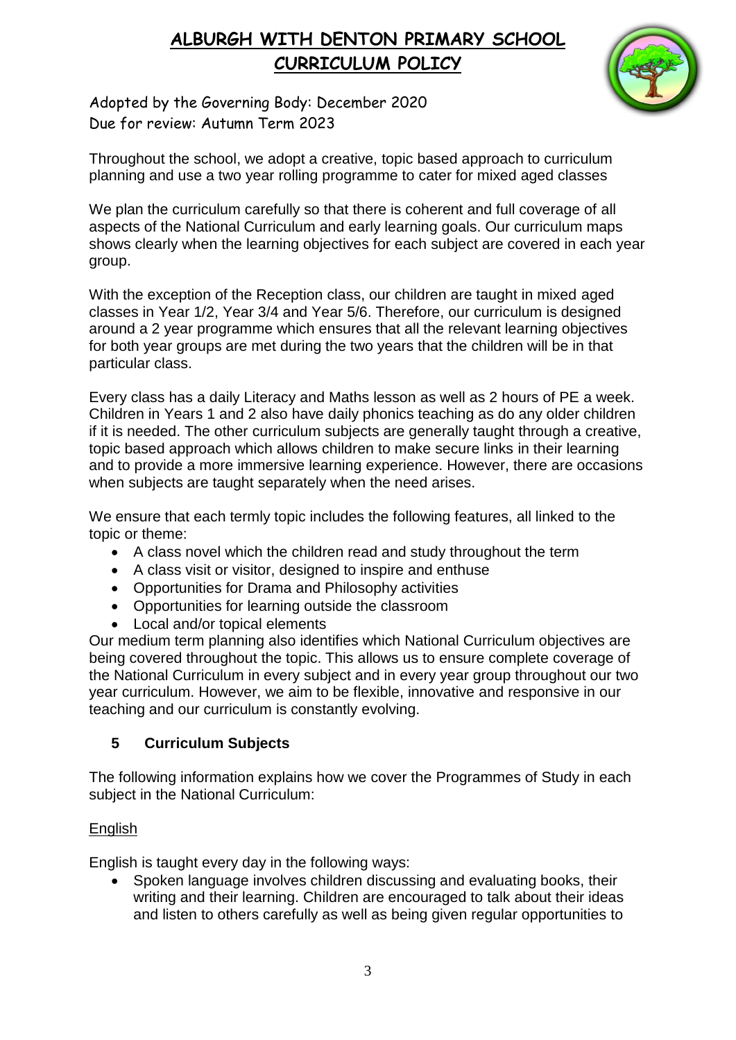# ALBURGH WITH DENTON PRIMARY SCHOOL
# CURRICULUM POLICY

Adopted by the Governing Body: December 2020
Due for review: Autumn Term 2023

Throughout the school, we adopt a creative, topic based approach to curriculum planning and use a two year rolling programme to cater for mixed aged classes

We plan the curriculum carefully so that there is coherent and full coverage of all aspects of the National Curriculum and early learning goals. Our curriculum maps shows clearly when the learning objectives for each subject are covered in each year group.

With the exception of the Reception class, our children are taught in mixed aged classes in Year 1/2, Year 3/4 and Year 5/6. Therefore, our curriculum is designed around a 2 year programme which ensures that all the relevant learning objectives for both year groups are met during the two years that the children will be in that particular class.

Every class has a daily Literacy and Maths lesson as well as 2 hours of PE a week. Children in Years 1 and 2 also have daily phonics teaching as do any older children if it is needed. The other curriculum subjects are generally taught through a creative, topic based approach which allows children to make secure links in their learning and to provide a more immersive learning experience. However, there are occasions when subjects are taught separately when the need arises.

We ensure that each termly topic includes the following features, all linked to the topic or theme:

- A class novel which the children read and study throughout the term
- A class visit or visitor, designed to inspire and enthuse
- Opportunities for Drama and Philosophy activities
- Opportunities for learning outside the classroom
- Local and/or topical elements

Our medium term planning also identifies which National Curriculum objectives are being covered throughout the topic. This allows us to ensure complete coverage of the National Curriculum in every subject and in every year group throughout our two year curriculum. However, we aim to be flexible, innovative and responsive in our teaching and our curriculum is constantly evolving.

## 5 Curriculum Subjects

The following information explains how we cover the Programmes of Study in each subject in the National Curriculum:

### English

English is taught every day in the following ways:

- Spoken language involves children discussing and evaluating books, their writing and their learning. Children are encouraged to talk about their ideas and listen to others carefully as well as being given regular opportunities to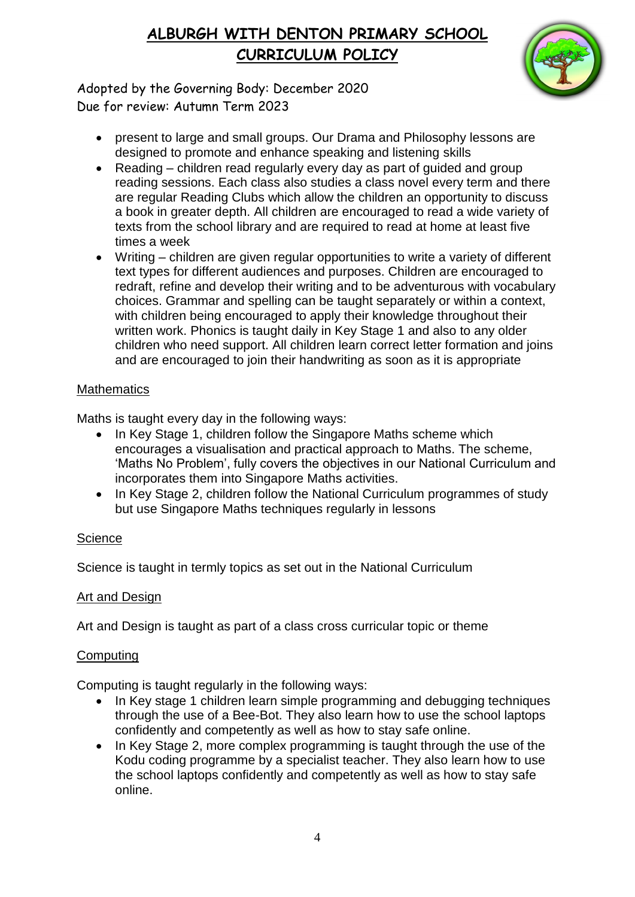- present to large and small groups. Our Drama and Philosophy lessons are designed to promote and enhance speaking and listening skills
- Reading – children read regularly every day as part of guided and group reading sessions. Each class also studies a class novel every term and there are regular Reading Clubs which allow the children an opportunity to discuss a book in greater depth. All children are encouraged to read a wide variety of texts from the school library and are required to read at home at least five times a week
- Writing – children are given regular opportunities to write a variety of different text types for different audiences and purposes. Children are encouraged to redraft, refine and develop their writing and to be adventurous with vocabulary choices. Grammar and spelling can be taught separately or within a context, with children being encouraged to apply their knowledge throughout their written work. Phonics is taught daily in Key Stage 1 and also to any older children who need support. All children learn correct letter formation and joins and are encouraged to join their handwriting as soon as it is appropriate

### Mathematics

Maths is taught every day in the following ways:

- In Key Stage 1, children follow the Singapore Maths scheme which encourages a visualisation and practical approach to Maths. The scheme, 'Maths No Problem', fully covers the objectives in our National Curriculum and incorporates them into Singapore Maths activities.
- In Key Stage 2, children follow the National Curriculum programmes of study but use Singapore Maths techniques regularly in lessons

### Science

Science is taught in termly topics as set out in the National Curriculum

### Art and Design

Art and Design is taught as part of a class cross curricular topic or theme

### Computing

Computing is taught regularly in the following ways:

- In Key stage 1 children learn simple programming and debugging techniques through the use of a Bee-Bot. They also learn how to use the school laptops confidently and competently as well as how to stay safe online.
- In Key Stage 2, more complex programming is taught through the use of the Kodu coding programme by a specialist teacher. They also learn how to use the school laptops confidently and competently as well as how to stay safe online.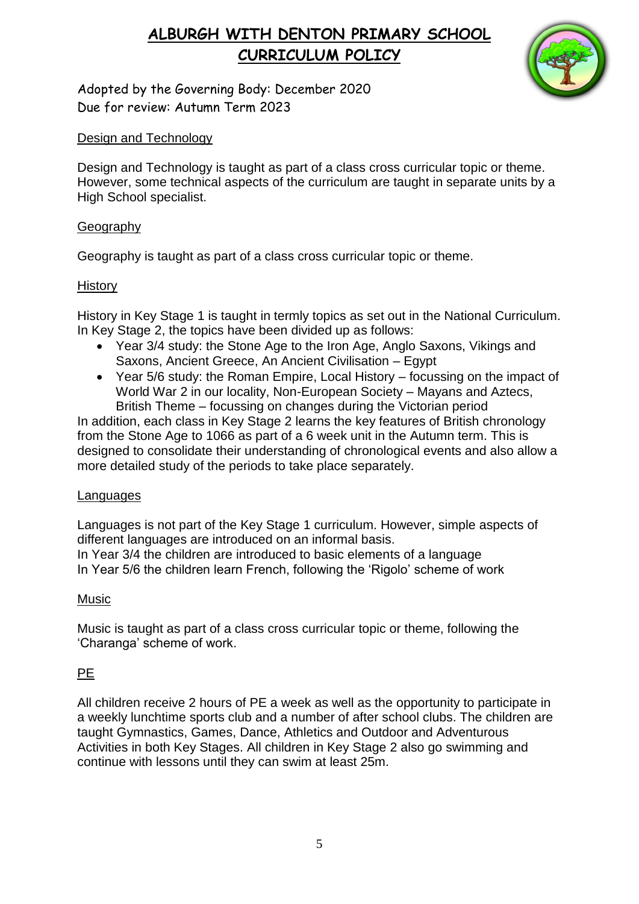# ALBURGH WITH DENTON PRIMARY SCHOOL
# CURRICULUM POLICY

Adopted by the Governing Body: December 2020
Due for review: Autumn Term 2023

## Design and Technology

Design and Technology is taught as part of a class cross curricular topic or theme. However, some technical aspects of the curriculum are taught in separate units by a High School specialist.

## Geography

Geography is taught as part of a class cross curricular topic or theme.

## History

History in Key Stage 1 is taught in termly topics as set out in the National Curriculum. In Key Stage 2, the topics have been divided up as follows:

- Year 3/4 study: the Stone Age to the Iron Age, Anglo Saxons, Vikings and Saxons, Ancient Greece, An Ancient Civilisation – Egypt
- Year 5/6 study: the Roman Empire, Local History – focussing on the impact of World War 2 in our locality, Non-European Society – Mayans and Aztecs, British Theme – focussing on changes during the Victorian period

In addition, each class in Key Stage 2 learns the key features of British chronology from the Stone Age to 1066 as part of a 6 week unit in the Autumn term. This is designed to consolidate their understanding of chronological events and also allow a more detailed study of the periods to take place separately.

## Languages

Languages is not part of the Key Stage 1 curriculum. However, simple aspects of different languages are introduced on an informal basis.
In Year 3/4 the children are introduced to basic elements of a language
In Year 5/6 the children learn French, following the 'Rigolo' scheme of work

## Music

Music is taught as part of a class cross curricular topic or theme, following the 'Charanga' scheme of work.

## PE

All children receive 2 hours of PE a week as well as the opportunity to participate in a weekly lunchtime sports club and a number of after school clubs. The children are taught Gymnastics, Games, Dance, Athletics and Outdoor and Adventurous Activities in both Key Stages. All children in Key Stage 2 also go swimming and continue with lessons until they can swim at least 25m.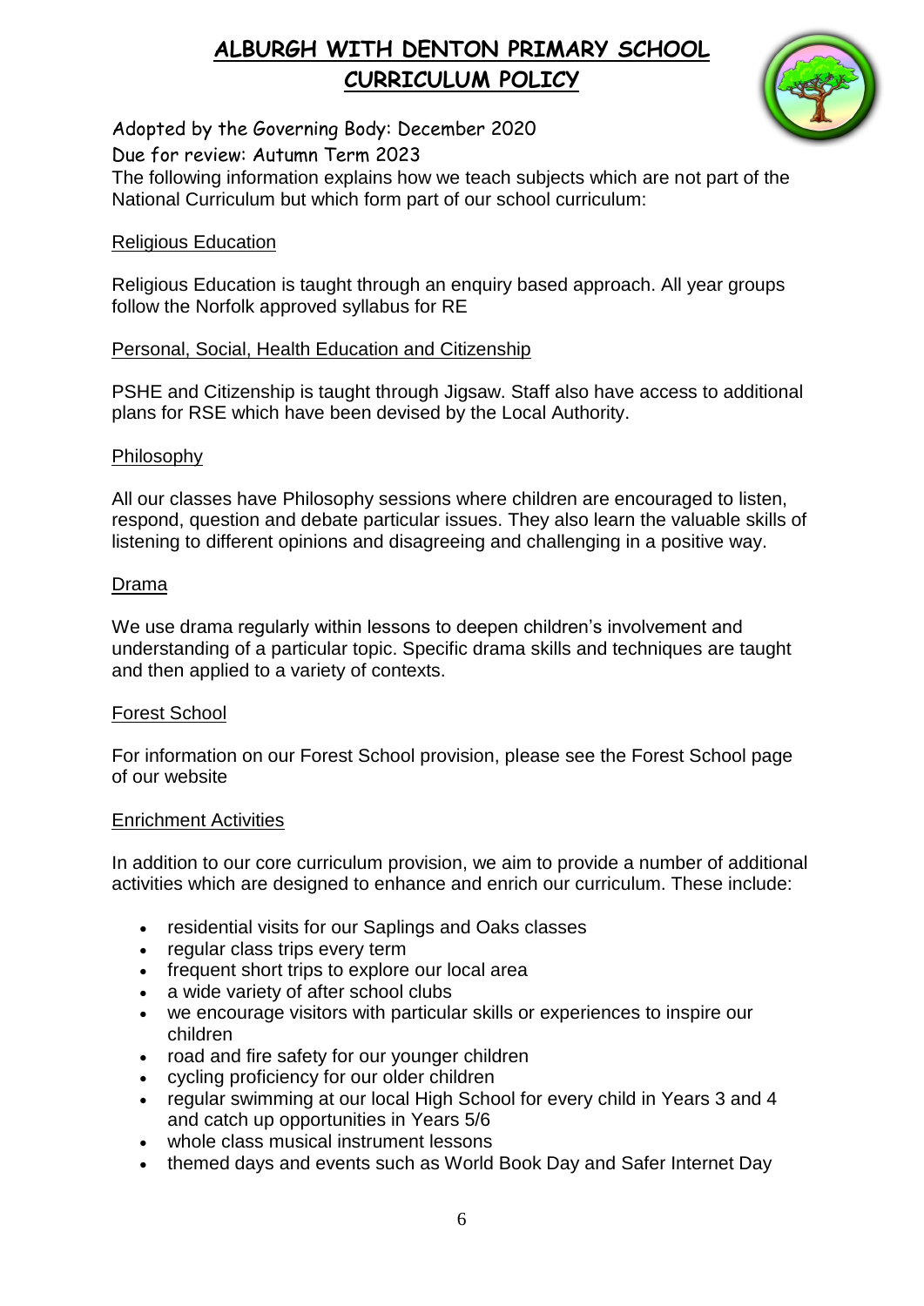# ALBURGH WITH DENTON PRIMARY SCHOOL
# CURRICULUM POLICY

Adopted by the Governing Body: December 2020

Due for review: Autumn Term 2023

The following information explains how we teach subjects which are not part of the National Curriculum but which form part of our school curriculum:

## Religious Education

Religious Education is taught through an enquiry based approach. All year groups follow the Norfolk approved syllabus for RE

## Personal, Social, Health Education and Citizenship

PSHE and Citizenship is taught through Jigsaw. Staff also have access to additional plans for RSE which have been devised by the Local Authority.

## Philosophy

All our classes have Philosophy sessions where children are encouraged to listen, respond, question and debate particular issues. They also learn the valuable skills of listening to different opinions and disagreeing and challenging in a positive way.

## Drama

We use drama regularly within lessons to deepen children's involvement and understanding of a particular topic. Specific drama skills and techniques are taught and then applied to a variety of contexts.

## Forest School

For information on our Forest School provision, please see the Forest School page of our website

## Enrichment Activities

In addition to our core curriculum provision, we aim to provide a number of additional activities which are designed to enhance and enrich our curriculum. These include:

- residential visits for our Saplings and Oaks classes
- regular class trips every term
- frequent short trips to explore our local area
- a wide variety of after school clubs
- we encourage visitors with particular skills or experiences to inspire our children
- road and fire safety for our younger children
- cycling proficiency for our older children
- regular swimming at our local High School for every child in Years 3 and 4 and catch up opportunities in Years 5/6
- whole class musical instrument lessons
- themed days and events such as World Book Day and Safer Internet Day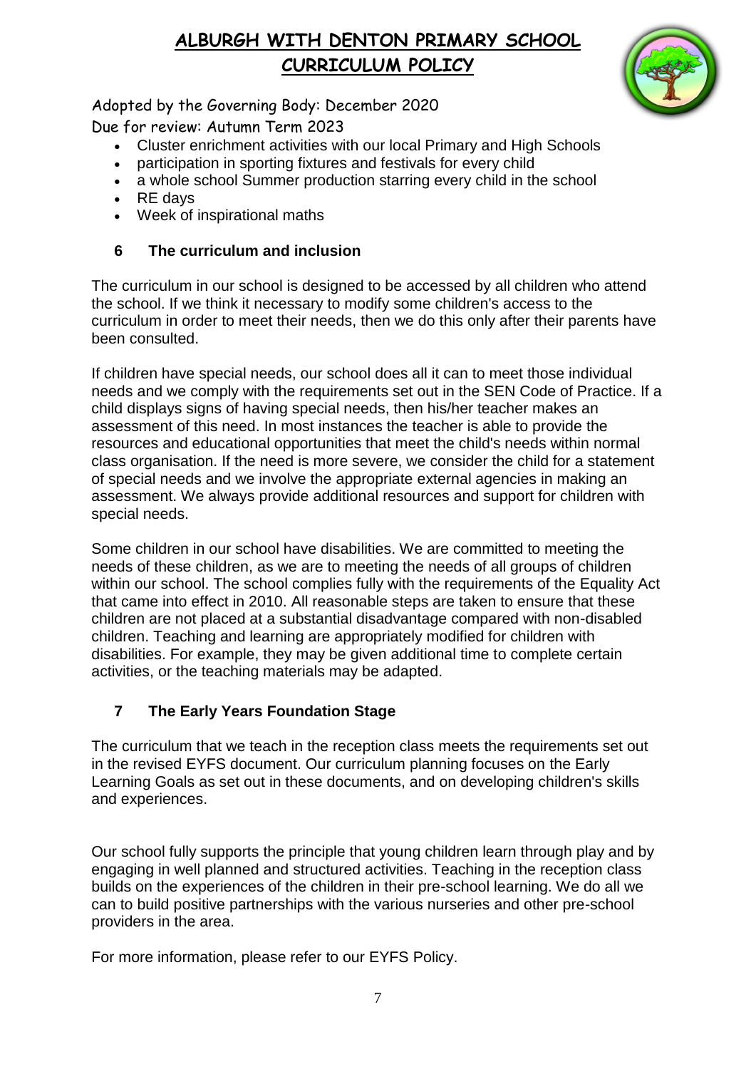# ALBURGH WITH DENTON PRIMARY SCHOOL
# CURRICULUM POLICY

Adopted by the Governing Body: December 2020
Due for review: Autumn Term 2023

- Cluster enrichment activities with our local Primary and High Schools
- participation in sporting fixtures and festivals for every child
- a whole school Summer production starring every child in the school
- RE days
- Week of inspirational maths

## 6 The curriculum and inclusion

The curriculum in our school is designed to be accessed by all children who attend the school. If we think it necessary to modify some children's access to the curriculum in order to meet their needs, then we do this only after their parents have been consulted.

If children have special needs, our school does all it can to meet those individual needs and we comply with the requirements set out in the SEN Code of Practice. If a child displays signs of having special needs, then his/her teacher makes an assessment of this need. In most instances the teacher is able to provide the resources and educational opportunities that meet the child's needs within normal class organisation. If the need is more severe, we consider the child for a statement of special needs and we involve the appropriate external agencies in making an assessment. We always provide additional resources and support for children with special needs.

Some children in our school have disabilities. We are committed to meeting the needs of these children, as we are to meeting the needs of all groups of children within our school. The school complies fully with the requirements of the Equality Act that came into effect in 2010. All reasonable steps are taken to ensure that these children are not placed at a substantial disadvantage compared with non-disabled children. Teaching and learning are appropriately modified for children with disabilities. For example, they may be given additional time to complete certain activities, or the teaching materials may be adapted.

## 7 The Early Years Foundation Stage

The curriculum that we teach in the reception class meets the requirements set out in the revised EYFS document. Our curriculum planning focuses on the Early Learning Goals as set out in these documents, and on developing children's skills and experiences.

Our school fully supports the principle that young children learn through play and by engaging in well planned and structured activities. Teaching in the reception class builds on the experiences of the children in their pre-school learning. We do all we can to build positive partnerships with the various nurseries and other pre-school providers in the area.

For more information, please refer to our EYFS Policy.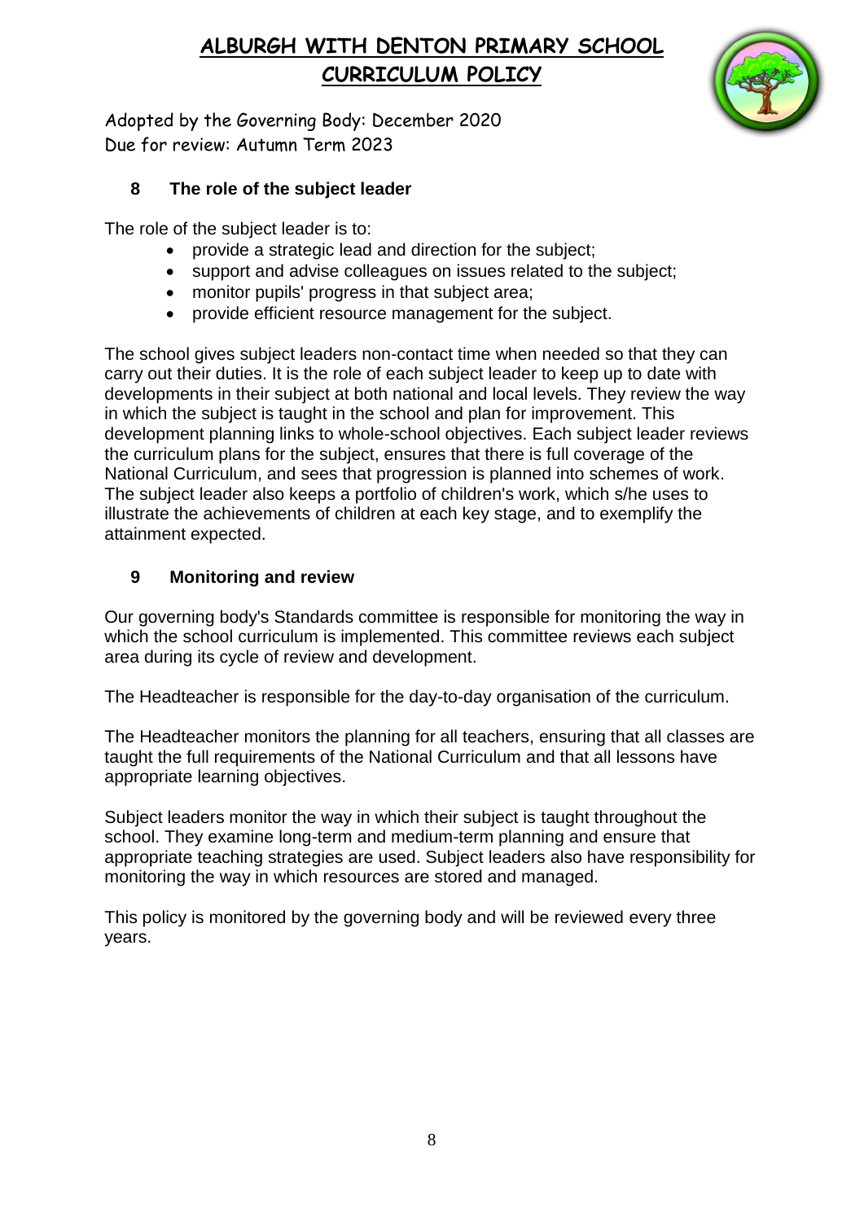# ALBURGH WITH DENTON PRIMARY SCHOOL
# CURRICULUM POLICY

Adopted by the Governing Body: December 2020
Due for review: Autumn Term 2023

## 8 The role of the subject leader

The role of the subject leader is to:

- provide a strategic lead and direction for the subject;
- support and advise colleagues on issues related to the subject;
- monitor pupils' progress in that subject area;
- provide efficient resource management for the subject.

The school gives subject leaders non-contact time when needed so that they can carry out their duties. It is the role of each subject leader to keep up to date with developments in their subject at both national and local levels. They review the way in which the subject is taught in the school and plan for improvement. This development planning links to whole-school objectives. Each subject leader reviews the curriculum plans for the subject, ensures that there is full coverage of the National Curriculum, and sees that progression is planned into schemes of work. The subject leader also keeps a portfolio of children's work, which s/he uses to illustrate the achievements of children at each key stage, and to exemplify the attainment expected.

## 9 Monitoring and review

Our governing body's Standards committee is responsible for monitoring the way in which the school curriculum is implemented. This committee reviews each subject area during its cycle of review and development.

The Headteacher is responsible for the day-to-day organisation of the curriculum.

The Headteacher monitors the planning for all teachers, ensuring that all classes are taught the full requirements of the National Curriculum and that all lessons have appropriate learning objectives.

Subject leaders monitor the way in which their subject is taught throughout the school. They examine long-term and medium-term planning and ensure that appropriate teaching strategies are used. Subject leaders also have responsibility for monitoring the way in which resources are stored and managed.

This policy is monitored by the governing body and will be reviewed every three years.